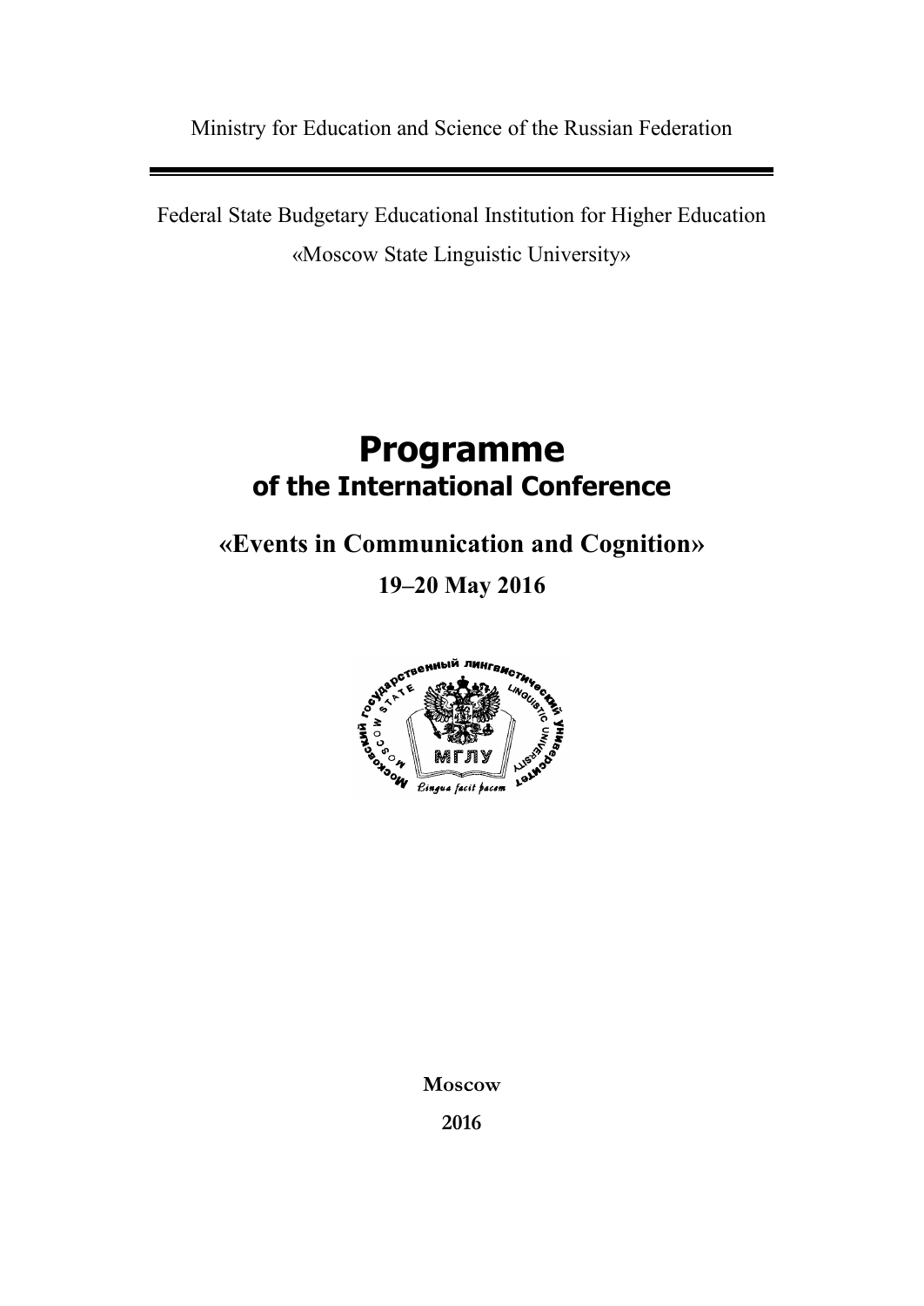Ministry for Education and Science of the Russian Federation

Federal State Budgetary Educational Institution for Higher Education

«Moscow State Linguistic University»

# Programme

## of the International Conference

## «Events in Communication and Cognition»

**19–20 May 2016**

**Moscow**

**2016**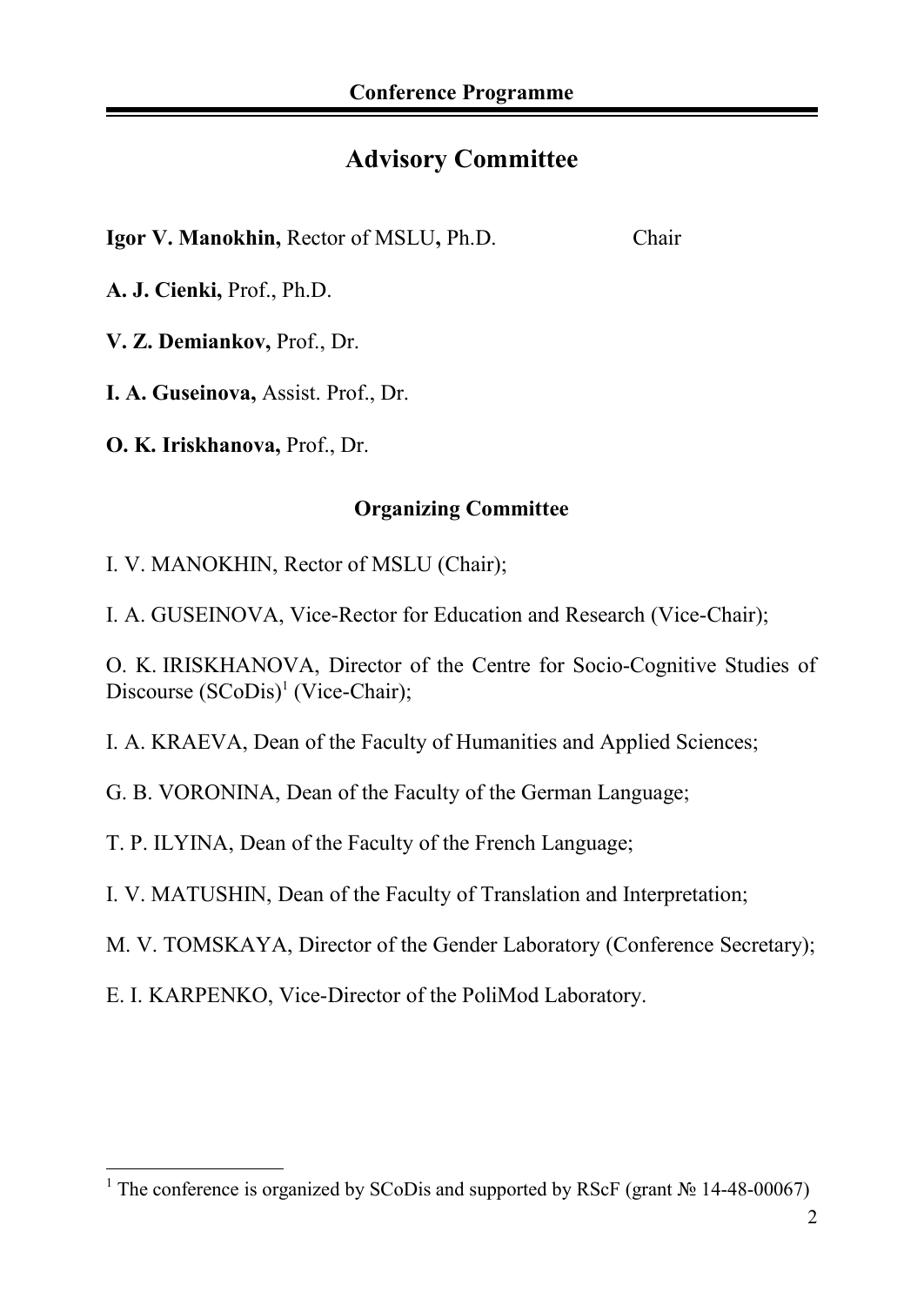## Advisory Committee

**Igor V. Manokhin,** Rector of MSLU**,** Ph.D. Chair

**A. J. Cienki,** Prof., Ph.D.

**V. Z. Demiankov,** Prof., Dr.

**I. A. Guseinova,** Assist. Prof., Dr.

**O. K. Iriskhanova,** Prof., Dr.

## Organizing Committee

I. V. MANOKHIN, Rector of MSLU (Chair);

I. A. GUSEINOVA, Vice-Rector for Education and Research (Vice-Chair);

O. K. IRISKHANOVA, Director of the Centre for Socio-Cognitive Studies of Discourse (SCoDis)[1] (Vice-Chair);

I. A. KRAEVA, Dean of the Faculty of Humanities and Applied Sciences;

G. B. VORONINA, Dean of the Faculty of the German Language;

T. P. ILYINA, Dean of the Faculty of the French Language;

I. V. MATUSHIN, Dean of the Faculty of Translation and Interpretation;

M. V. TOMSKAYA, Director of the Gender Laboratory (Conference Secretary);

E. I. KARPENKO, Vice-Director of the PoliMod Laboratory.

---

[1] The conference is organized by SCoDis and supported by RScF (grant № 14-48-00067)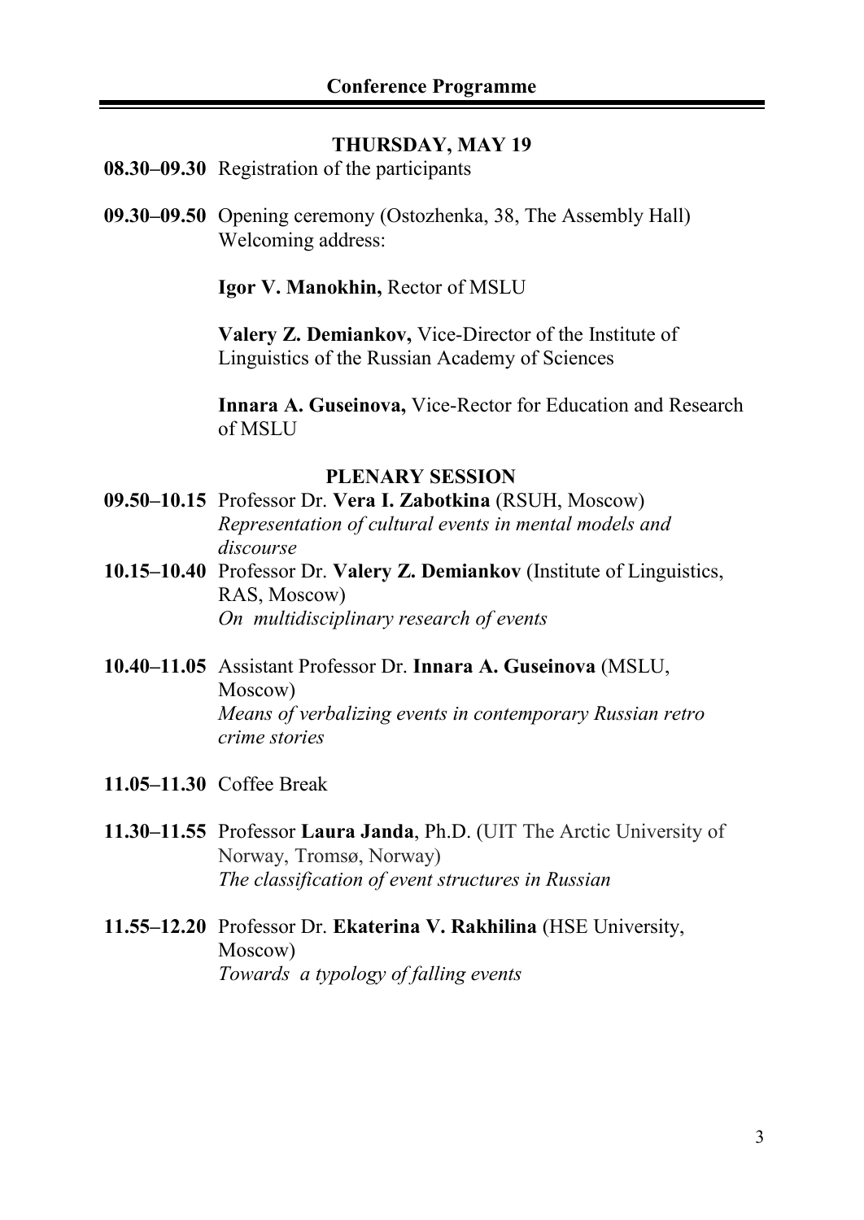## Conference Programme

### THURSDAY, MAY 19

**08.30–09.30** Registration of the participants

**09.30–09.50** Opening ceremony (Ostozhenka, 38, The Assembly Hall)
Welcoming address:

**Igor V. Manokhin,** Rector of MSLU

**Valery Z. Demiankov,** Vice-Director of the Institute of Linguistics of the Russian Academy of Sciences

**Innara A. Guseinova,** Vice-Rector for Education and Research of MSLU

### PLENARY SESSION

**09.50–10.15** Professor Dr. **Vera I. Zabotkina** (RSUH, Moscow)
*Representation of cultural events in mental models and discourse*

**10.15–10.40** Professor Dr. **Valery Z. Demiankov** (Institute of Linguistics, RAS, Moscow)
*On multidisciplinary research of events*

**10.40–11.05** Assistant Professor Dr. **Innara A. Guseinova** (MSLU, Moscow)
*Means of verbalizing events in contemporary Russian retro crime stories*

**11.05–11.30** Coffee Break

**11.30–11.55** Professor **Laura Janda**, Ph.D. (UIT The Arctic University of Norway, Tromsø, Norway)
*The classification of event structures in Russian*

**11.55–12.20** Professor Dr. **Ekaterina V. Rakhilina** (HSE University, Moscow)
*Towards a typology of falling events*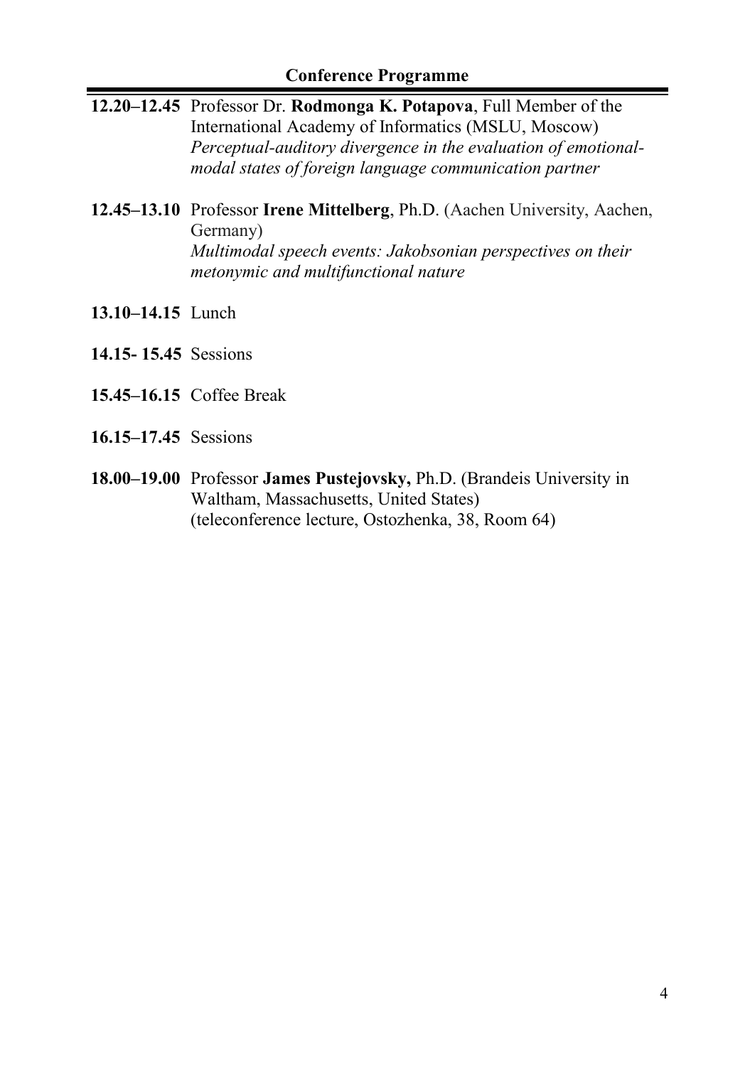## Conference Programme

**12.20–12.45** Professor Dr. **Rodmonga K. Potapova**, Full Member of the International Academy of Informatics (MSLU, Moscow)
*Perceptual-auditory divergence in the evaluation of emotional-modal states of foreign language communication partner*

**12.45–13.10** Professor **Irene Mittelberg**, Ph.D. (Aachen University, Aachen, Germany)
*Multimodal speech events: Jakobsonian perspectives on their metonymic and multifunctional nature*

**13.10–14.15** Lunch

**14.15- 15.45** Sessions

**15.45–16.15** Coffee Break

**16.15–17.45** Sessions

**18.00–19.00** Professor **James Pustejovsky,** Ph.D. (Brandeis University in Waltham, Massachusetts, United States)
(teleconference lecture, Ostozhenka, 38, Room 64)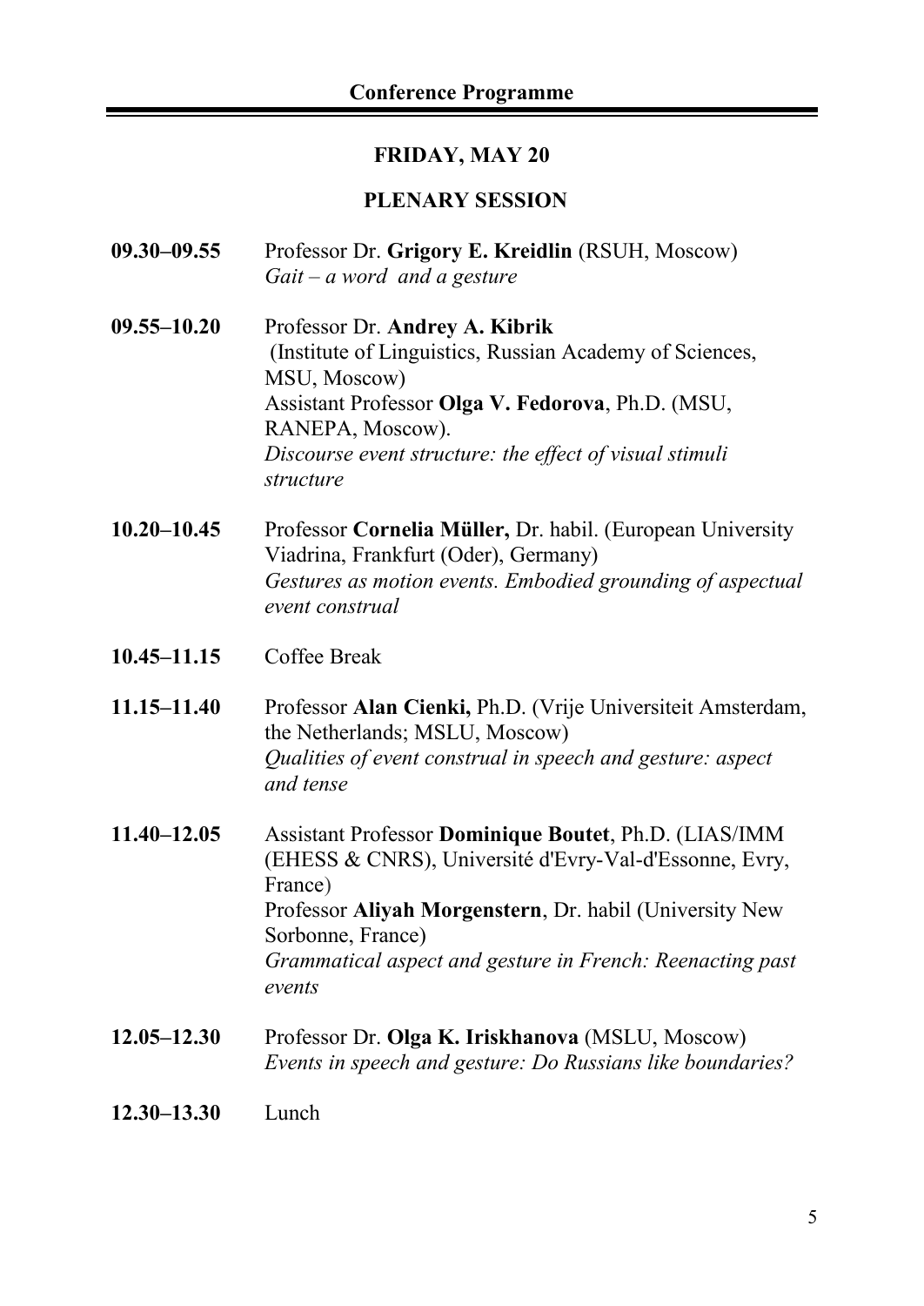## Conference Programme

### FRIDAY, MAY 20

### PLENARY SESSION

**09.30–09.55** Professor Dr. **Grigory E. Kreidlin** (RSUH, Moscow)
*Gait – a word and a gesture*

**09.55–10.20** Professor Dr. **Andrey A. Kibrik** (Institute of Linguistics, Russian Academy of Sciences, MSU, Moscow)
Assistant Professor **Olga V. Fedorova**, Ph.D. (MSU, RANEPA, Moscow).
*Discourse event structure: the effect of visual stimuli structure*

**10.20–10.45** Professor **Cornelia Müller,** Dr. habil. (European University Viadrina, Frankfurt (Oder), Germany)
*Gestures as motion events. Embodied grounding of aspectual event construal*

**10.45–11.15** Coffee Break

**11.15–11.40** Professor **Alan Cienki,** Ph.D. (Vrije Universiteit Amsterdam, the Netherlands; MSLU, Moscow)
*Qualities of event construal in speech and gesture: aspect and tense*

**11.40–12.05** Assistant Professor **Dominique Boutet**, Ph.D. (LIAS/IMM (EHESS & CNRS), Université d'Evry-Val-d'Essonne, Evry, France)
Professor **Aliyah Morgenstern**, Dr. habil (University New Sorbonne, France)
*Grammatical aspect and gesture in French: Reenacting past events*

**12.05–12.30** Professor Dr. **Olga K. Iriskhanova** (MSLU, Moscow)
*Events in speech and gesture: Do Russians like boundaries?*

**12.30–13.30** Lunch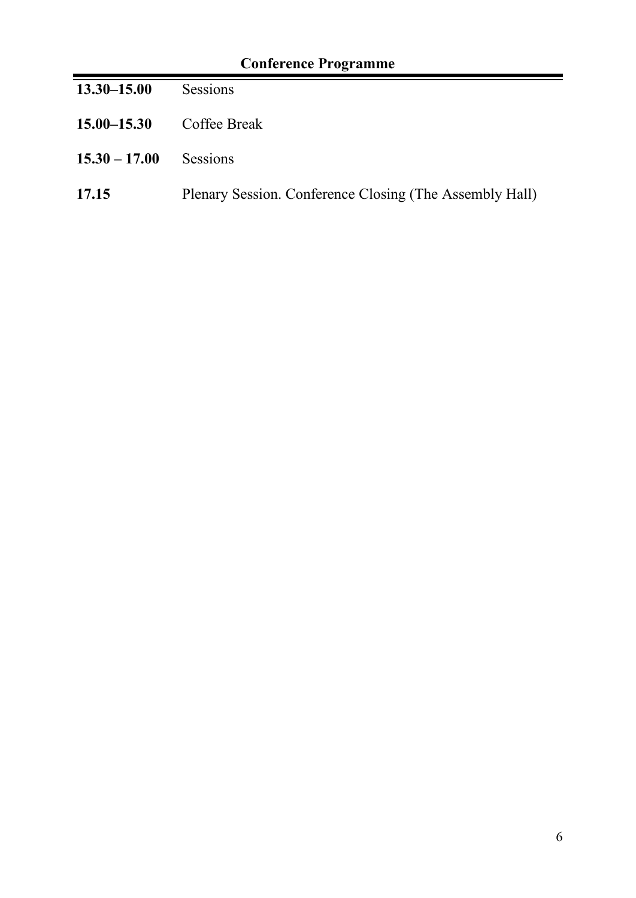## Conference Programme

| | |
|---|---|
| **13.30–15.00** | Sessions |
| **15.00–15.30** | Coffee Break |
| **15.30 – 17.00** | Sessions |
| **17.15** | Plenary Session. Conference Closing (The Assembly Hall) |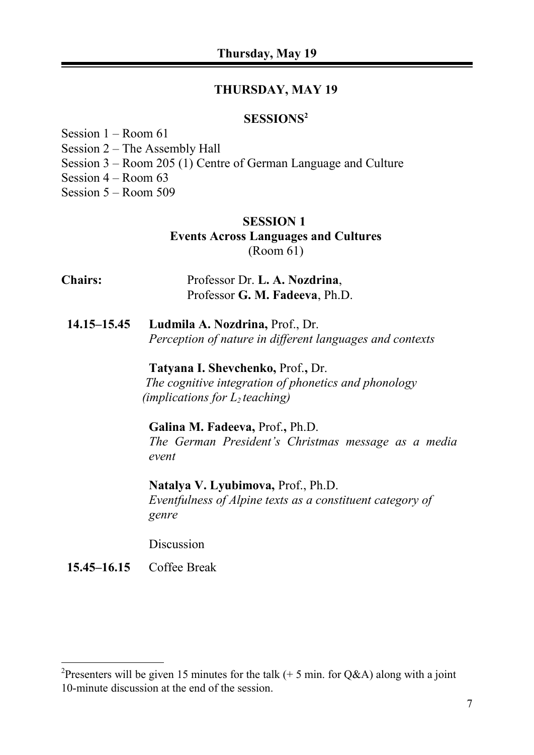## THURSDAY, MAY 19

### SESSIONS[2]

Session 1 – Room 61
Session 2 – The Assembly Hall
Session 3 – Room 205 (1) Centre of German Language and Culture
Session 4 – Room 63
Session 5 – Room 509

### SESSION 1
### Events Across Languages and Cultures
(Room 61)

**Chairs:** Professor Dr. **L. A. Nozdrina**, Professor **G. M. Fadeeva**, Ph.D.

**14.15–15.45** **Ludmila A. Nozdrina,** Prof., Dr.
*Perception of nature in different languages and contexts*

**Tatyana I. Shevchenko,** Prof.**,** Dr.
*The cognitive integration of phonetics and phonology (implications for $L_2$ teaching)*

**Galina M. Fadeeva,** Prof.**,** Ph.D.
*The German President's Christmas message as a media event*

**Natalya V. Lyubimova,** Prof., Ph.D.
*Eventfulness of Alpine texts as a constituent category of genre*

Discussion

**15.45–16.15** Coffee Break

---

[2]Presenters will be given 15 minutes for the talk (+ 5 min. for Q&A) along with a joint 10-minute discussion at the end of the session.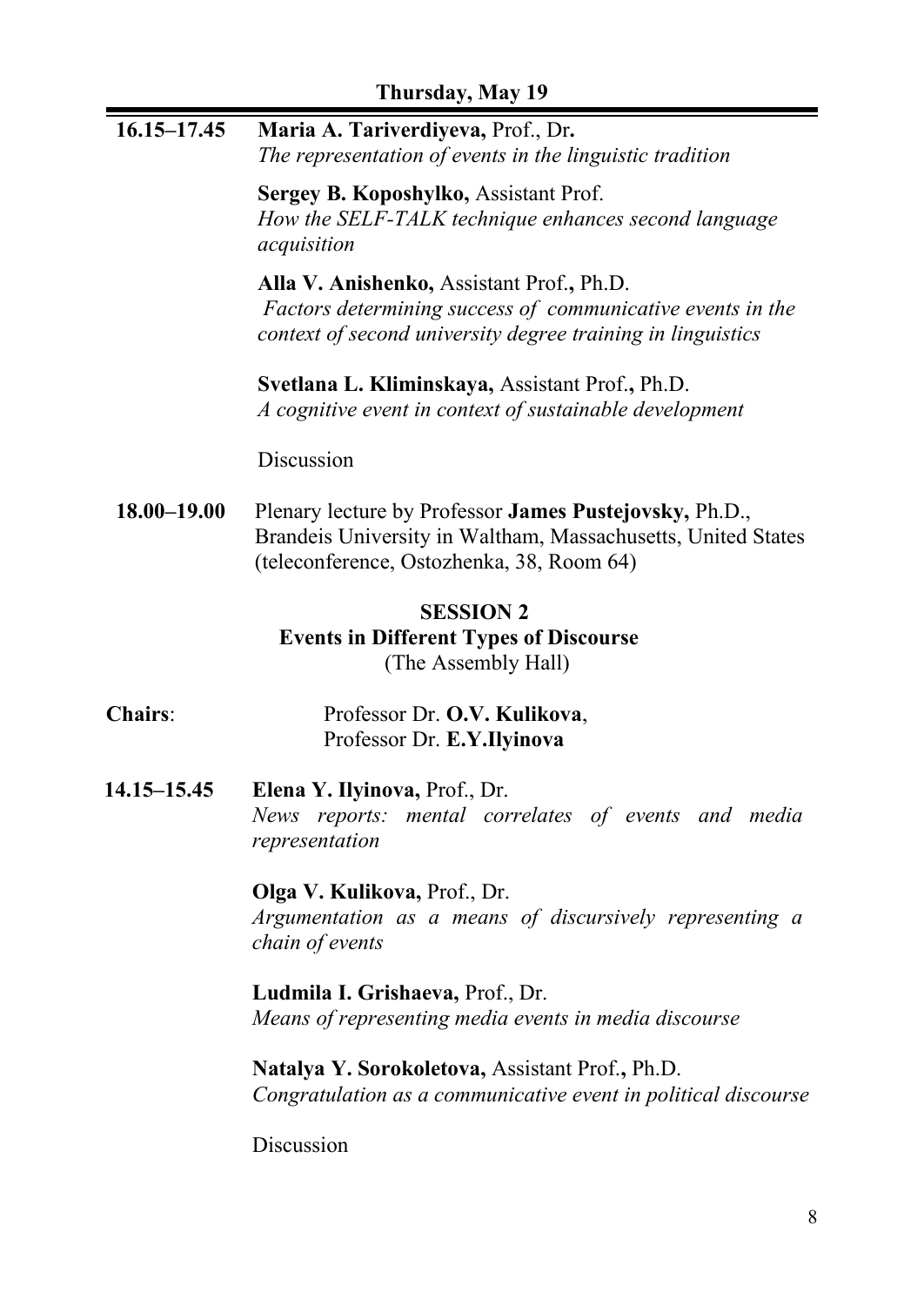## Thursday, May 19

**16.15–17.45** **Maria A. Tariverdiyeva,** Prof., Dr**.**
*The representation of events in the linguistic tradition*

**Sergey B. Koposhylko,** Assistant Prof.
*How the SELF-TALK technique enhances second language acquisition*

**Alla V. Anishenko,** Assistant Prof**.,** Ph.D.
*Factors determining success of communicative events in the context of second university degree training in linguistics*

**Svetlana L. Kliminskaya,** Assistant Prof**.,** Ph.D.
*A cognitive event in context of sustainable development*

Discussion

**18.00–19.00** Plenary lecture by Professor **James Pustejovsky,** Ph.D., Brandeis University in Waltham, Massachusetts, United States (teleconference, Ostozhenka, 38, Room 64)

### SESSION 2
### Events in Different Types of Discourse
(The Assembly Hall)

**Chairs**: Professor Dr. **O.V. Kulikova**, Professor Dr. **E.Y.Ilyinova**

**14.15–15.45** **Elena Y. Ilyinova,** Prof., Dr.
*News reports: mental correlates of events and media representation*

**Olga V. Kulikova,** Prof., Dr.
*Argumentation as a means of discursively representing a chain of events*

**Ludmila I. Grishaeva,** Prof., Dr.
*Means of representing media events in media discourse*

**Natalya Y. Sorokoletova,** Assistant Prof**.,** Ph.D.
*Congratulation as a communicative event in political discourse*

Discussion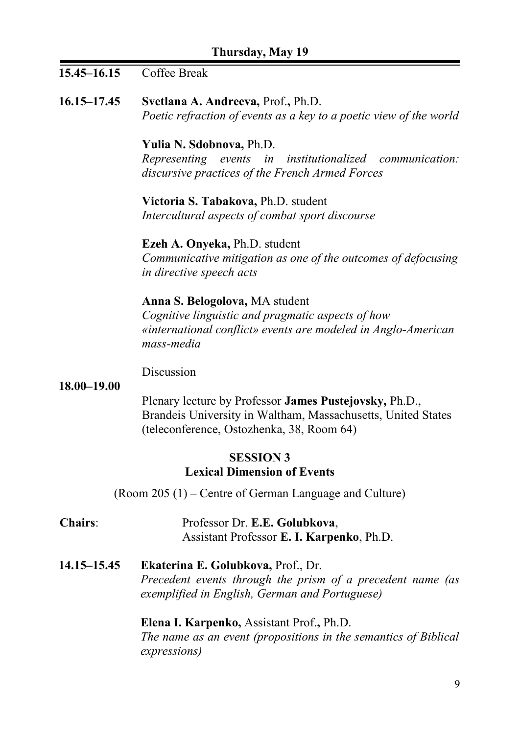**Thursday, May 19**

**15.45–16.15** Coffee Break

**16.15–17.45** **Svetlana A. Andreeva,** Prof.**,** Ph.D.
*Poetic refraction of events as a key to a poetic view of the world*

**Yulia N. Sdobnova,** Ph.D.
*Representing events in institutionalized communication: discursive practices of the French Armed Forces*

**Victoria S. Tabakova,** Ph.D. student
*Intercultural aspects of combat sport discourse*

**Ezeh A. Onyeka,** Ph.D. student
*Communicative mitigation as one of the outcomes of defocusing in directive speech acts*

**Anna S. Belogolova,** MA student
*Cognitive linguistic and pragmatic aspects of how «international conflict» events are modeled in Anglo-American mass-media*

Discussion

**18.00–19.00**
Plenary lecture by Professor **James Pustejovsky,** Ph.D., Brandeis University in Waltham, Massachusetts, United States (teleconference, Ostozhenka, 38, Room 64)

## SESSION 3
## Lexical Dimension of Events

(Room 205 (1) – Centre of German Language and Culture)

**Chairs**: Professor Dr. **E.E. Golubkova**, Assistant Professor **E. I. Karpenko**, Ph.D.

**14.15–15.45** **Ekaterina E. Golubkova,** Prof., Dr.
*Precedent events through the prism of a precedent name (as exemplified in English, German and Portuguese)*

**Elena I. Karpenko,** Assistant Prof.**,** Ph.D.
*The name as an event (propositions in the semantics of Biblical expressions)*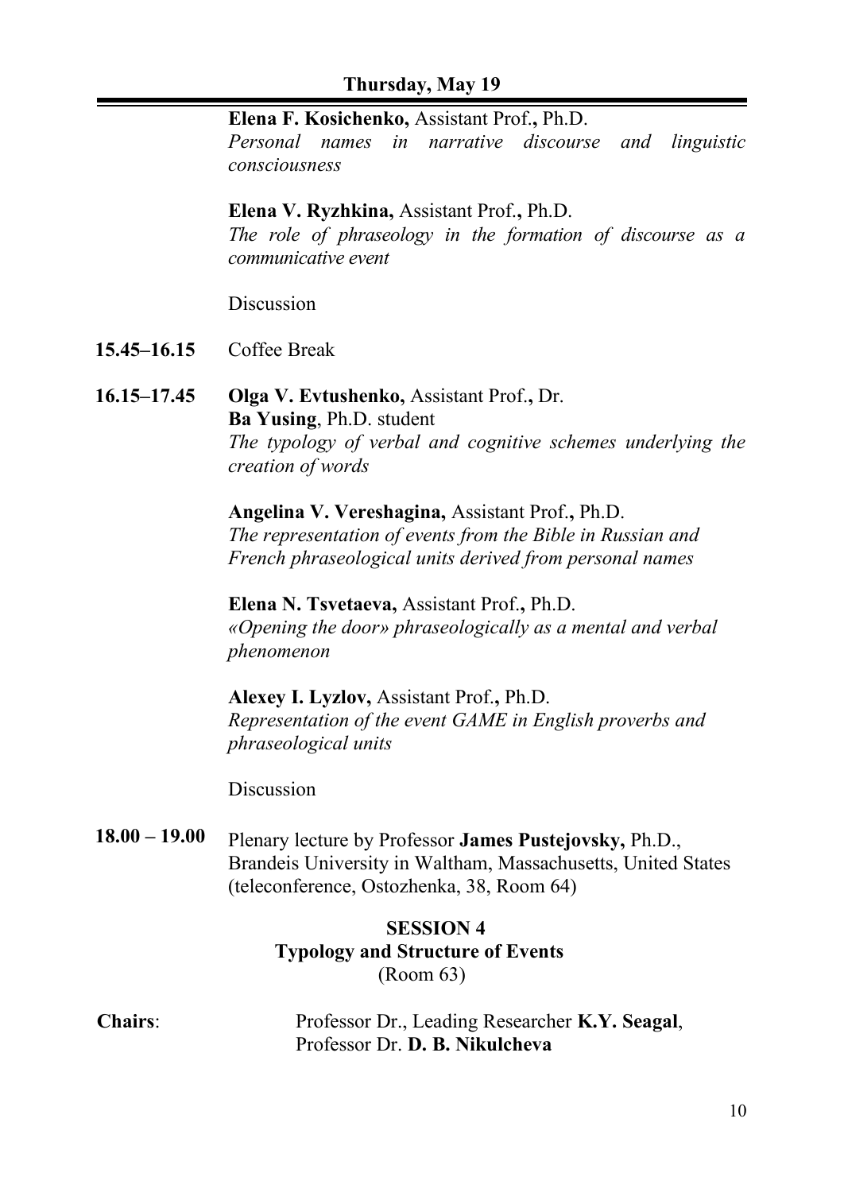## Thursday, May 19

**Elena F. Kosichenko,** Assistant Prof.**,** Ph.D.
*Personal names in narrative discourse and linguistic consciousness*

**Elena V. Ryzhkina,** Assistant Prof.**,** Ph.D.
*The role of phraseology in the formation of discourse as a communicative event*

Discussion

**15.45–16.15** Coffee Break

**16.15–17.45** **Olga V. Evtushenko,** Assistant Prof.**,** Dr.
**Ba Yusing**, Ph.D. student
*The typology of verbal and cognitive schemes underlying the creation of words*

**Angelina V. Vereshagina,** Assistant Prof.**,** Ph.D.
*The representation of events from the Bible in Russian and French phraseological units derived from personal names*

**Elena N. Tsvetaeva,** Assistant Prof.**,** Ph.D.
*«Opening the door» phraseologically as a mental and verbal phenomenon*

**Alexey I. Lyzlov,** Assistant Prof.**,** Ph.D.
*Representation of the event GAME in English proverbs and phraseological units*

Discussion

**18.00 – 19.00** Plenary lecture by Professor **James Pustejovsky,** Ph.D., Brandeis University in Waltham, Massachusetts, United States (teleconference, Ostozhenka, 38, Room 64)

### SESSION 4
### Typology and Structure of Events
(Room 63)

**Chairs**: Professor Dr., Leading Researcher **K.Y. Seagal**, Professor Dr. **D. B. Nikulcheva**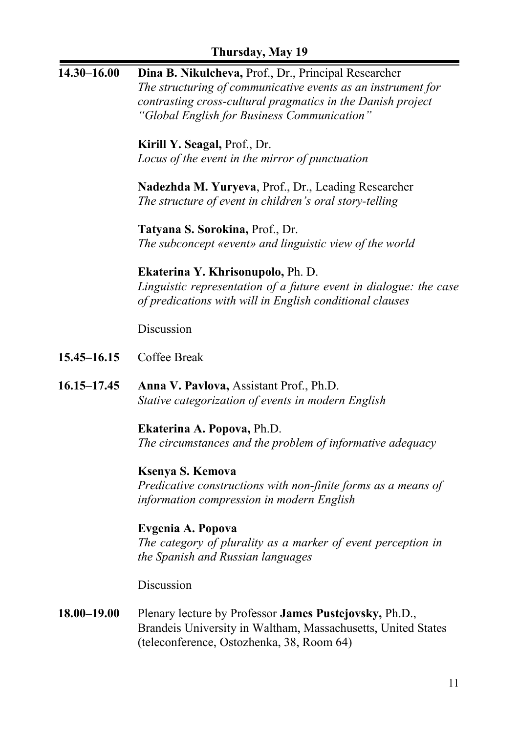## Thursday, May 19

**14.30–16.00** **Dina B. Nikulcheva,** Prof., Dr., Principal Researcher
*The structuring of communicative events as an instrument for contrasting cross-cultural pragmatics in the Danish project "Global English for Business Communication"*

**Kirill Y. Seagal,** Prof., Dr.
*Locus of the event in the mirror of punctuation*

**Nadezhda M. Yuryeva**, Prof., Dr., Leading Researcher
*The structure of event in children's oral story-telling*

**Tatyana S. Sorokina,** Prof., Dr.
*The subconcept «event» and linguistic view of the world*

**Ekaterina Y. Khrisonupolo,** Ph. D.
*Linguistic representation of a future event in dialogue: the case of predications with will in English conditional clauses*

Discussion

**15.45–16.15** Coffee Break

**16.15–17.45** **Anna V. Pavlova,** Assistant Prof., Ph.D.
*Stative categorization of events in modern English*

**Ekaterina A. Popova,** Ph.D.
*The circumstances and the problem of informative adequacy*

**Ksenya S. Kemova**
*Predicative constructions with non-finite forms as a means of information compression in modern English*

**Evgenia A. Popova**
*The category of plurality as a marker of event perception in the Spanish and Russian languages*

Discussion

**18.00–19.00** Plenary lecture by Professor **James Pustejovsky,** Ph.D., Brandeis University in Waltham, Massachusetts, United States (teleconference, Ostozhenka, 38, Room 64)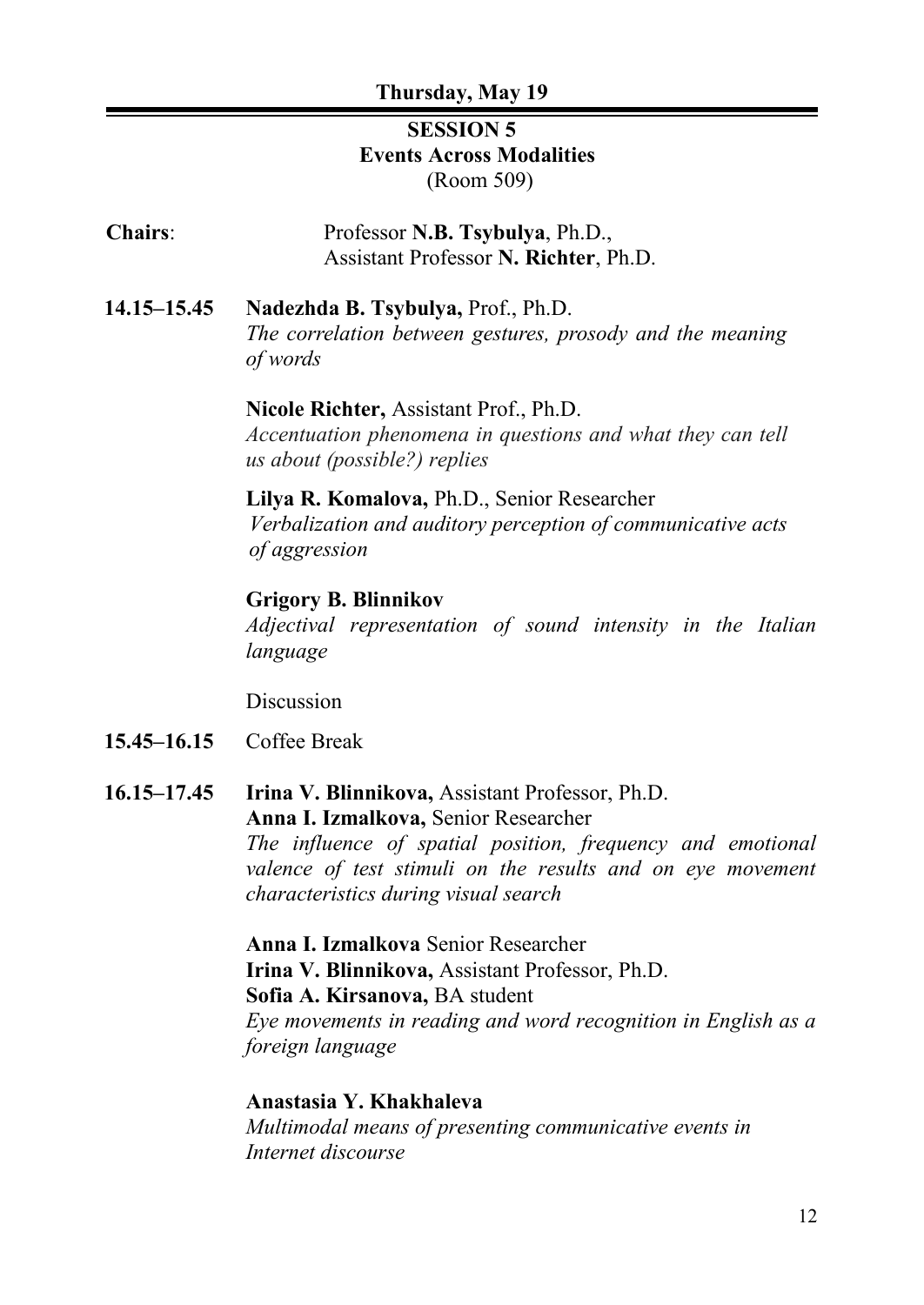**Thursday, May 19**

## SESSION 5
## Events Across Modalities
(Room 509)

**Chairs**: Professor **N.B. Tsybulya**, Ph.D., Assistant Professor **N. Richter**, Ph.D.

**14.15–15.45**

**Nadezhda B. Tsybulya,** Prof., Ph.D.
*The correlation between gestures, prosody and the meaning of words*

**Nicole Richter,** Assistant Prof., Ph.D.
*Accentuation phenomena in questions and what they can tell us about (possible?) replies*

**Lilya R. Komalova,** Ph.D., Senior Researcher
*Verbalization and auditory perception of communicative acts of aggression*

**Grigory B. Blinnikov**
*Adjectival representation of sound intensity in the Italian language*

Discussion

**15.45–16.15** Coffee Break

**16.15–17.45**

**Irina V. Blinnikova,** Assistant Professor, Ph.D.
**Anna I. Izmalkova,** Senior Researcher
*The influence of spatial position, frequency and emotional valence of test stimuli on the results and on eye movement characteristics during visual search*

**Anna I. Izmalkova** Senior Researcher
**Irina V. Blinnikova,** Assistant Professor, Ph.D.
**Sofia A. Kirsanova,** BA student
*Eye movements in reading and word recognition in English as a foreign language*

**Anastasia Y. Khakhaleva**
*Multimodal means of presenting communicative events in Internet discourse*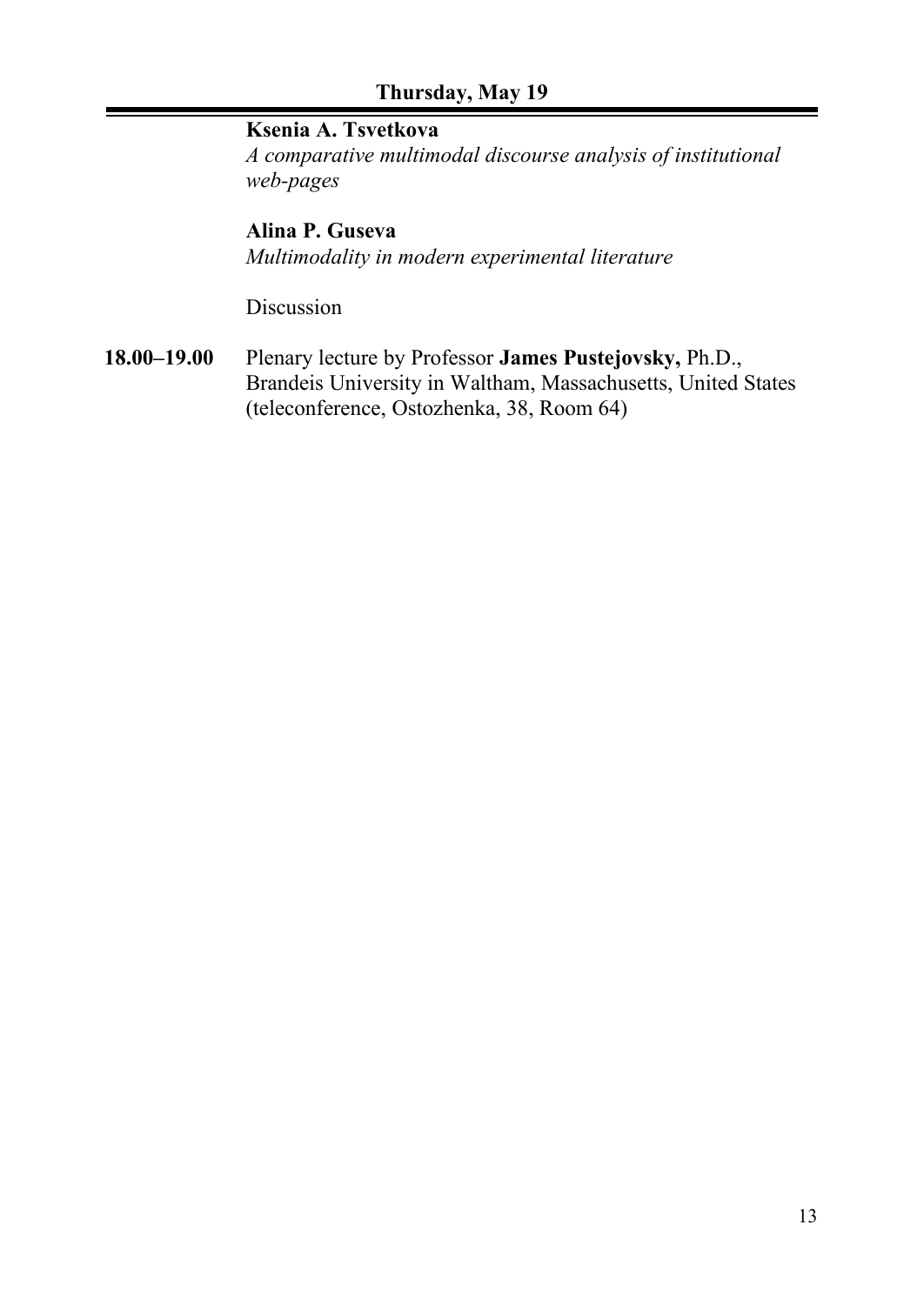## Thursday, May 19

**Ksenia A. Tsvetkova**
*A comparative multimodal discourse analysis of institutional web-pages*

**Alina P. Guseva**
*Multimodality in modern experimental literature*

Discussion

**18.00–19.00** Plenary lecture by Professor **James Pustejovsky,** Ph.D., Brandeis University in Waltham, Massachusetts, United States (teleconference, Ostozhenka, 38, Room 64)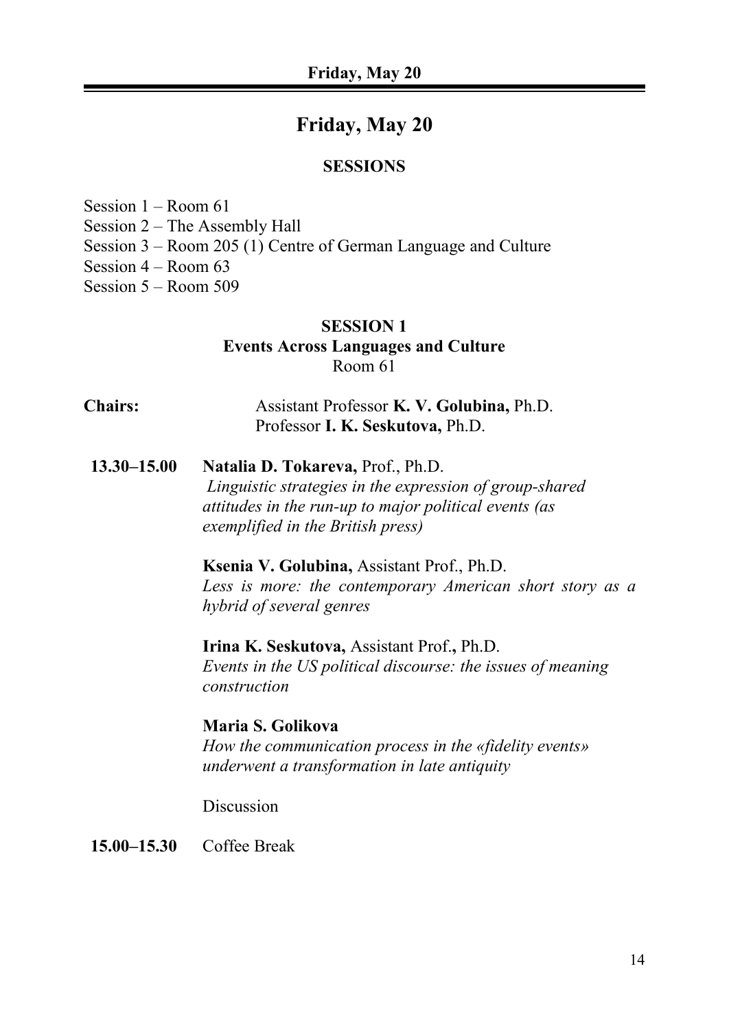# Friday, May 20

## SESSIONS

Session 1 – Room 61
Session 2 – The Assembly Hall
Session 3 – Room 205 (1) Centre of German Language and Culture
Session 4 – Room 63
Session 5 – Room 509

### SESSION 1
### Events Across Languages and Culture
Room 61

**Chairs:** Assistant Professor **K. V. Golubina,** Ph.D.
Professor **I. K. Seskutova,** Ph.D.

**13.30–15.00** **Natalia D. Tokareva,** Prof., Ph.D.
*Linguistic strategies in the expression of group-shared attitudes in the run-up to major political events (as exemplified in the British press)*

**Ksenia V. Golubina,** Assistant Prof., Ph.D.
*Less is more: the contemporary American short story as a hybrid of several genres*

**Irina K. Seskutova,** Assistant Prof.**,** Ph.D.
*Events in the US political discourse: the issues of meaning construction*

**Maria S. Golikova**
*How the communication process in the «fidelity events» underwent a transformation in late antiquity*

Discussion

**15.00–15.30** Coffee Break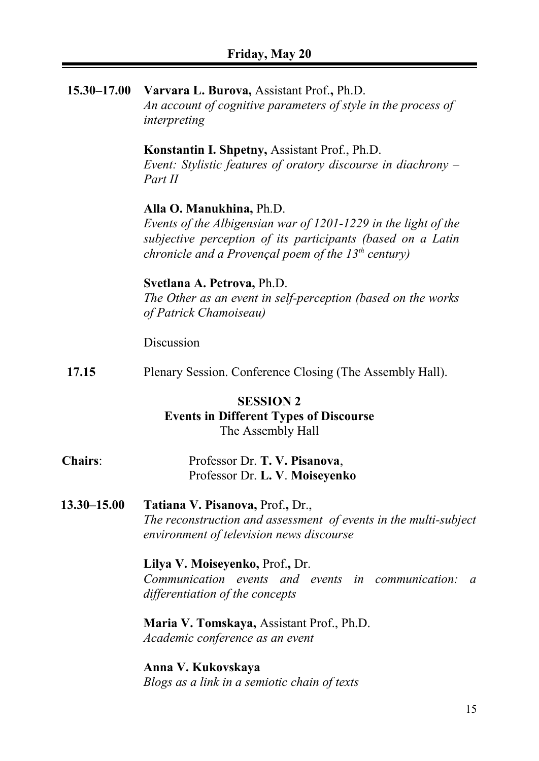## Friday, May 20

**15.30–17.00** **Varvara L. Burova,** Assistant Prof.**,** Ph.D.
*An account of cognitive parameters of style in the process of interpreting*

**Konstantin I. Shpetny,** Assistant Prof., Ph.D.
*Event: Stylistic features of oratory discourse in diachrony – Part II*

**Alla O. Manukhina,** Ph.D.
*Events of the Albigensian war of 1201-1229 in the light of the subjective perception of its participants (based on a Latin chronicle and a Provençal poem of the 13th century)*

**Svetlana A. Petrova,** Ph.D.
*The Other as an event in self-perception (based on the works of Patrick Chamoiseau)*

Discussion

**17.15** Plenary Session. Conference Closing (The Assembly Hall).

### SESSION 2
### Events in Different Types of Discourse
The Assembly Hall

**Chairs**: Professor Dr. **T. V. Pisanova**, Professor Dr. **L. V**. **Moiseyenko**

**13.30–15.00** **Tatiana V. Pisanova,** Prof.**,** Dr.,
*The reconstruction and assessment of events in the multi-subject environment of television news discourse*

**Lilya V. Moiseyenko,** Prof.**,** Dr.
*Communication events and events in communication: a differentiation of the concepts*

**Maria V. Tomskaya,** Assistant Prof., Ph.D.
*Academic conference as an event*

**Anna V. Kukovskaya**
*Blogs as a link in a semiotic chain of texts*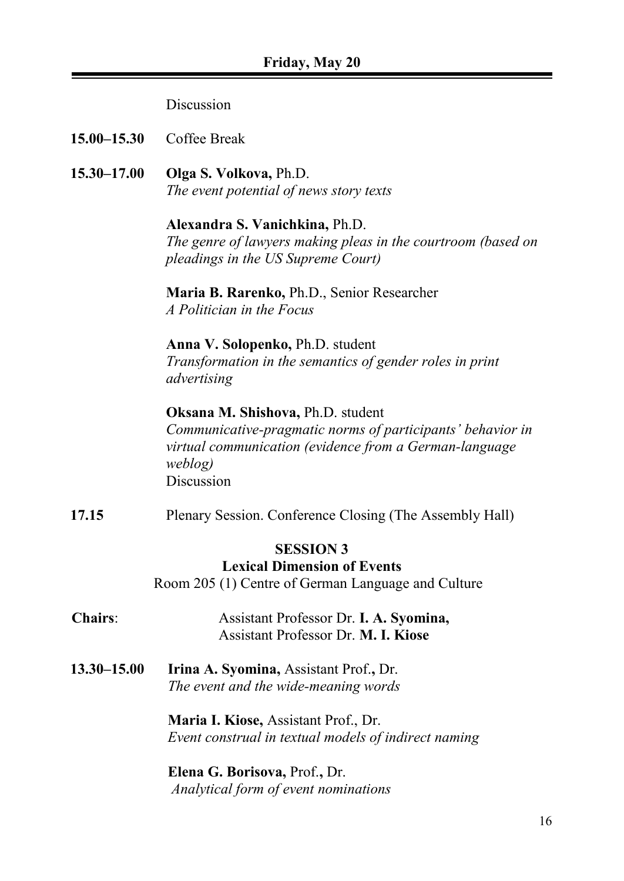## Friday, May 20

Discussion

**15.00–15.30** Coffee Break

**15.30–17.00** **Olga S. Volkova,** Ph.D.
*The event potential of news story texts*

**Alexandra S. Vanichkina,** Ph.D.
*The genre of lawyers making pleas in the courtroom (based on pleadings in the US Supreme Court)*

**Maria B. Rarenko,** Ph.D., Senior Researcher
*A Politician in the Focus*

**Anna V. Solopenko,** Ph.D. student
*Transformation in the semantics of gender roles in print advertising*

**Oksana M. Shishova,** Ph.D. student
*Communicative-pragmatic norms of participants' behavior in virtual communication (evidence from a German-language weblog)*
Discussion

**17.15** Plenary Session. Conference Closing (The Assembly Hall)

### SESSION 3
### Lexical Dimension of Events

Room 205 (1) Centre of German Language and Culture

**Chairs**: Assistant Professor Dr. **I. A. Syomina,**
Assistant Professor Dr. **M. I. Kiose**

**13.30–15.00** **Irina A. Syomina,** Assistant Prof., Dr.
*The event and the wide-meaning words*

**Maria I. Kiose,** Assistant Prof., Dr.
*Event construal in textual models of indirect naming*

**Elena G. Borisova,** Prof., Dr.
*Analytical form of event nominations*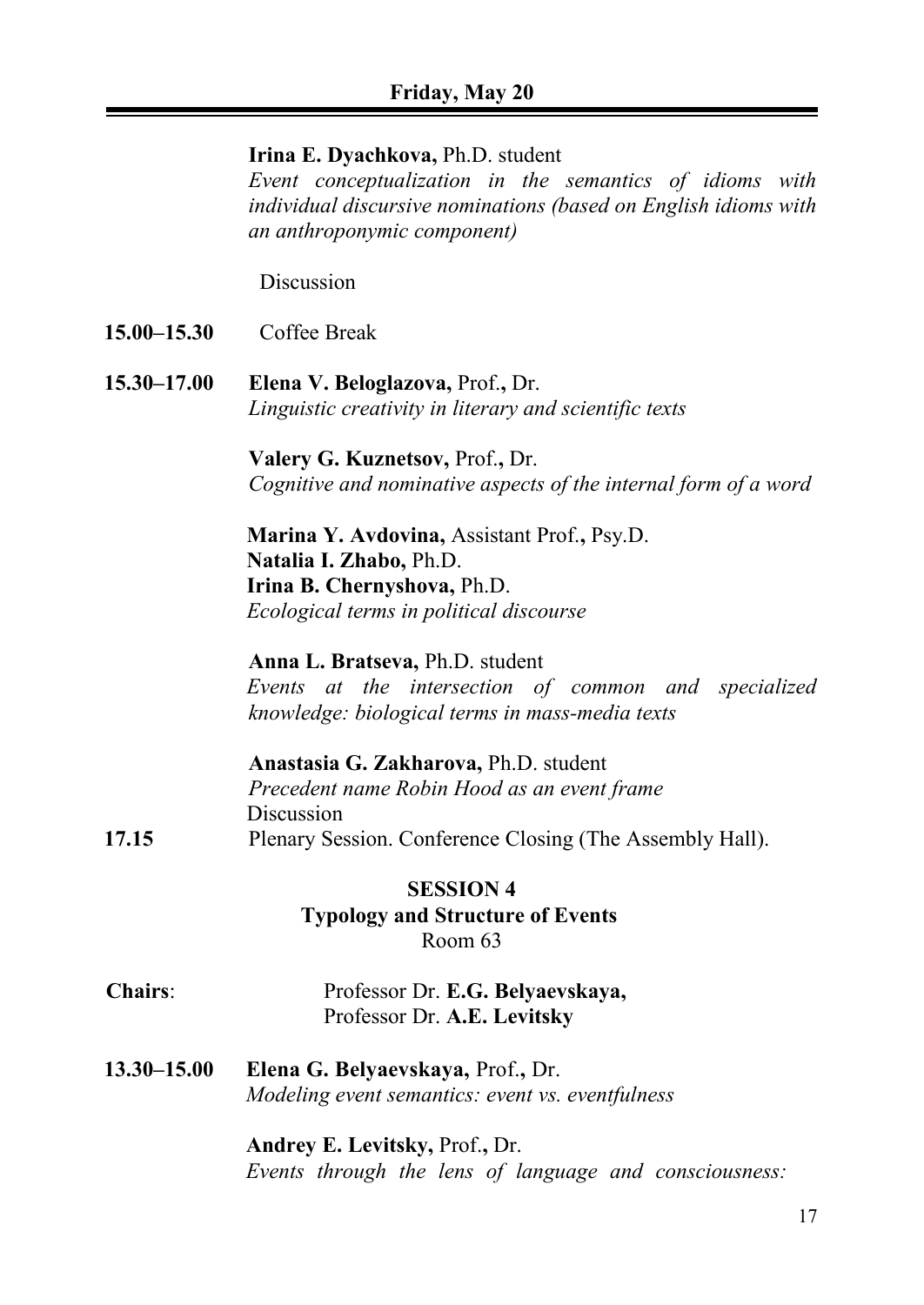## Friday, May 20

**Irina E. Dyachkova,** Ph.D. student
*Event conceptualization in the semantics of idioms with individual discursive nominations (based on English idioms with an anthroponymic component)*

Discussion

**15.00–15.30** Coffee Break

**15.30–17.00** **Elena V. Beloglazova,** Prof.**,** Dr.
*Linguistic creativity in literary and scientific texts*

**Valery G. Kuznetsov,** Prof.**,** Dr.
*Cognitive and nominative aspects of the internal form of a word*

**Marina Y. Avdovina,** Assistant Prof.**,** Psy.D.
**Natalia I. Zhabo,** Ph.D.
**Irina B. Chernyshova,** Ph.D.
*Ecological terms in political discourse*

**Anna L. Bratseva,** Ph.D. student
*Events at the intersection of common and specialized knowledge: biological terms in mass-media texts*

**Anastasia G. Zakharova,** Ph.D. student
*Precedent name Robin Hood as an event frame*
Discussion

**17.15** Plenary Session. Conference Closing (The Assembly Hall).

### SESSION 4
### Typology and Structure of Events
Room 63

**Chairs**: Professor Dr. **E.G. Belyaevskaya,**
Professor Dr. **A.E. Levitsky**

**13.30–15.00** **Elena G. Belyaevskaya,** Prof.**,** Dr.
*Modeling event semantics: event vs. eventfulness*

**Andrey E. Levitsky,** Prof.**,** Dr.
*Events through the lens of language and consciousness:*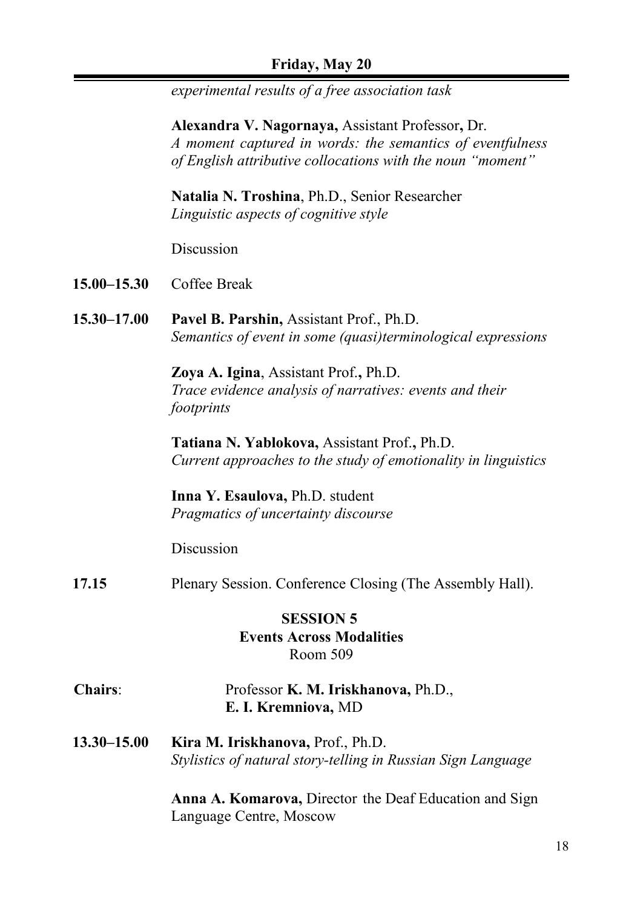*experimental results of a free association task*

**Alexandra V. Nagornaya,** Assistant Professor**,** Dr.
*A moment captured in words: the semantics of eventfulness of English attributive collocations with the noun "moment"*

**Natalia N. Troshina**, Ph.D., Senior Researcher
*Linguistic aspects of cognitive style*

Discussion

**15.00–15.30** Coffee Break

**15.30–17.00** **Pavel B. Parshin,** Assistant Prof., Ph.D.
*Semantics of event in some (quasi)terminological expressions*

**Zoya A. Igina**, Assistant Prof.**,** Ph.D.
*Trace evidence analysis of narratives: events and their footprints*

**Tatiana N. Yablokova,** Assistant Prof.**,** Ph.D.
*Current approaches to the study of emotionality in linguistics*

**Inna Y. Esaulova,** Ph.D. student
*Pragmatics of uncertainty discourse*

Discussion

**17.15** Plenary Session. Conference Closing (The Assembly Hall).

## SESSION 5
### Events Across Modalities
Room 509

**Chairs**: Professor **K. M. Iriskhanova,** Ph.D., **E. I. Kremniova,** MD

**13.30–15.00** **Kira M. Iriskhanova,** Prof., Ph.D.
*Stylistics of natural story-telling in Russian Sign Language*

**Anna A. Komarova,** Director the Deaf Education and Sign Language Centre, Moscow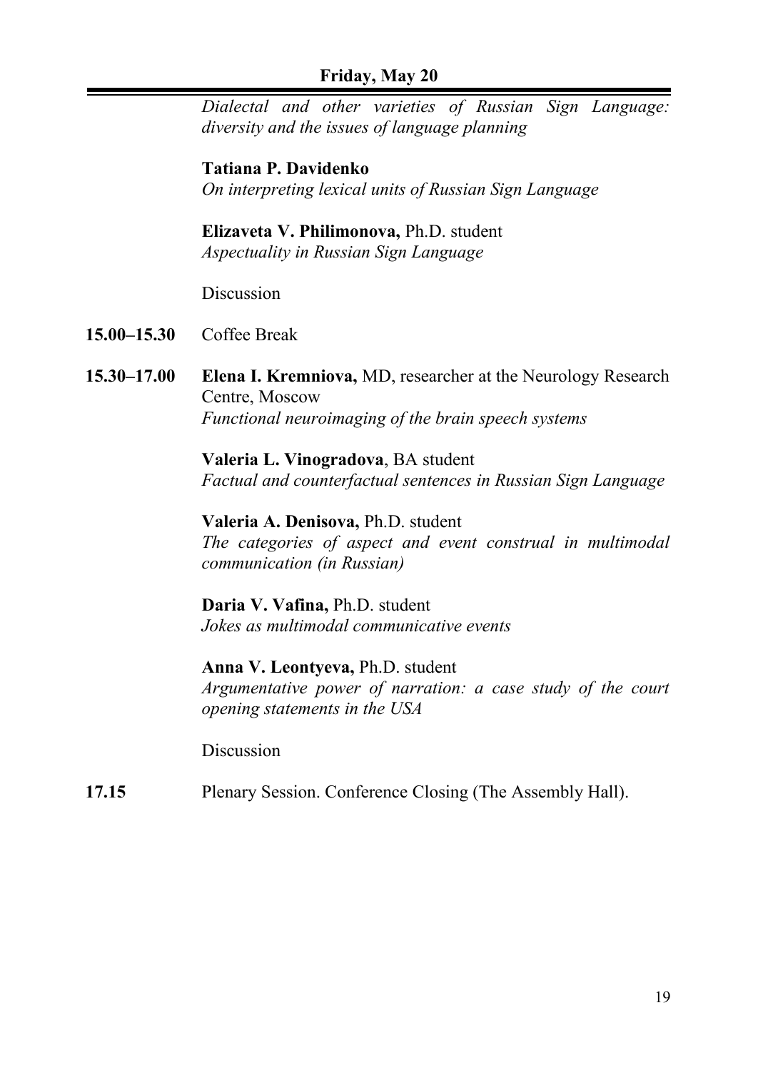## Friday, May 20

*Dialectal and other varieties of Russian Sign Language: diversity and the issues of language planning*

**Tatiana P. Davidenko**
*On interpreting lexical units of Russian Sign Language*

**Elizaveta V. Philimonova,** Ph.D. student
*Aspectuality in Russian Sign Language*

Discussion

**15.00–15.30** Coffee Break

**15.30–17.00** **Elena I. Kremniova,** MD, researcher at the Neurology Research Centre, Moscow
*Functional neuroimaging of the brain speech systems*

**Valeria L. Vinogradova**, BA student
*Factual and counterfactual sentences in Russian Sign Language*

**Valeria A. Denisova,** Ph.D. student
*The categories of aspect and event construal in multimodal communication (in Russian)*

**Daria V. Vafina,** Ph.D. student
*Jokes as multimodal communicative events*

**Anna V. Leontyeva,** Ph.D. student
*Argumentative power of narration: a case study of the court opening statements in the USA*

Discussion

**17.15** Plenary Session. Conference Closing (The Assembly Hall).